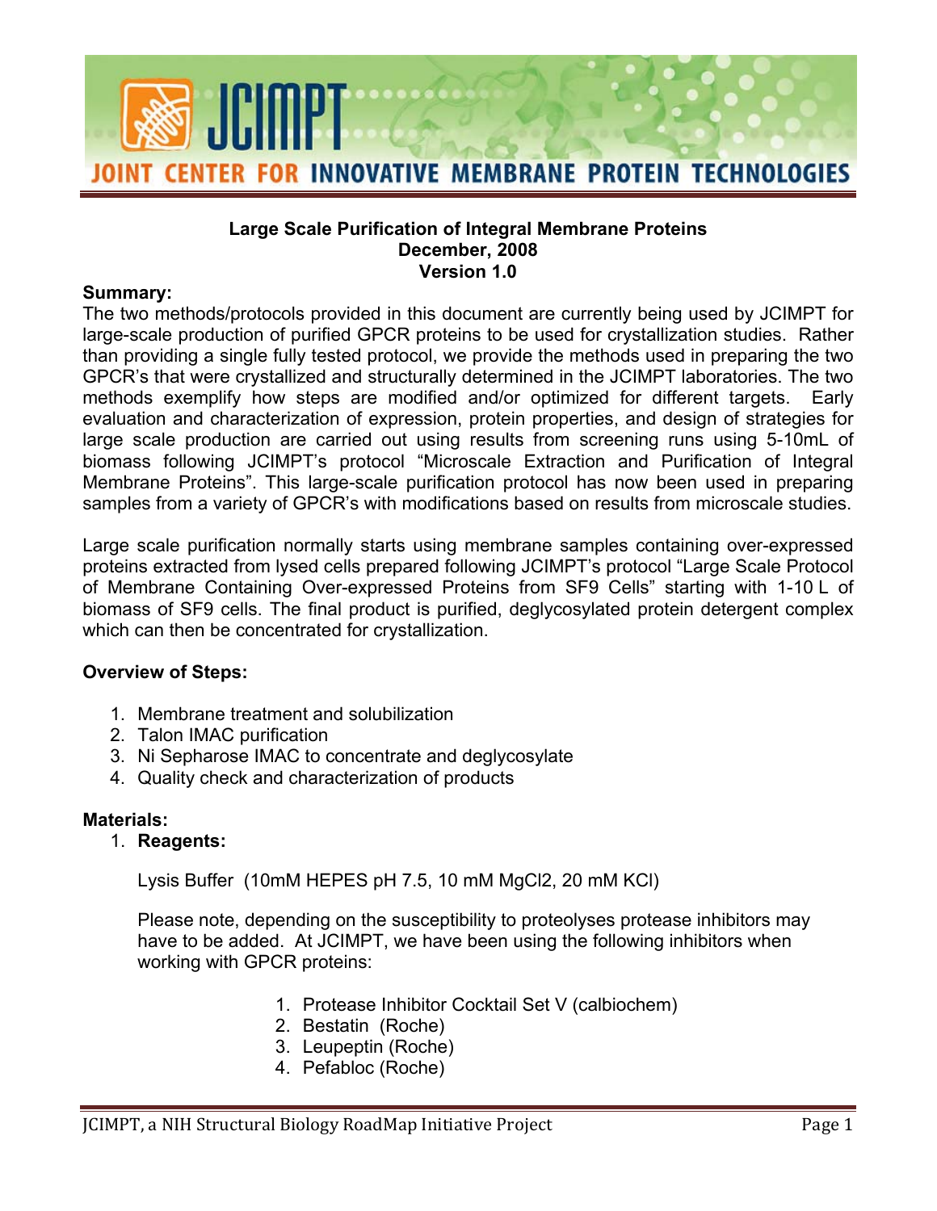# Large Scale Purification of Integral Membrane Proteins

**December, 2008**

**Version 1.0**

**Summary:**

The two methods/protocols provided in this document are currently being used by JCIMPT for large-scale production of purified GPCR proteins to be used for crystallization studies. Rather than providing a single fully tested protocol, we provide the methods used in preparing the two GPCR's that were crystallized and structurally determined in the JCIMPT laboratories. The two methods exemplify how steps are modified and/or optimized for different targets. Early evaluation and characterization of expression, protein properties, and design of strategies for large scale production are carried out using results from screening runs using 5-10mL of biomass following JCIMPT's protocol "Microscale Extraction and Purification of Integral Membrane Proteins". This large-scale purification protocol has now been used in preparing samples from a variety of GPCR's with modifications based on results from microscale studies.

Large scale purification normally starts using membrane samples containing over-expressed proteins extracted from lysed cells prepared following JCIMPT's protocol "Large Scale Protocol of Membrane Containing Over-expressed Proteins from SF9 Cells" starting with 1-10 L of biomass of SF9 cells. The final product is purified, deglycosylated protein detergent complex which can then be concentrated for crystallization.

**Overview of Steps:**

1. Membrane treatment and solubilization
2. Talon IMAC purification
3. Ni Sepharose IMAC to concentrate and deglycosylate
4. Quality check and characterization of products

**Materials:**

1. **Reagents:**

   Lysis Buffer (10mM HEPES pH 7.5, 10 mM $MgCl_2$, 20 mM KCl)

   Please note, depending on the susceptibility to proteolyses protease inhibitors may have to be added. At JCIMPT, we have been using the following inhibitors when working with GPCR proteins:

   1. Protease Inhibitor Cocktail Set V (calbiochem)
   2. Bestatin (Roche)
   3. Leupeptin (Roche)
   4. Pefabloc (Roche)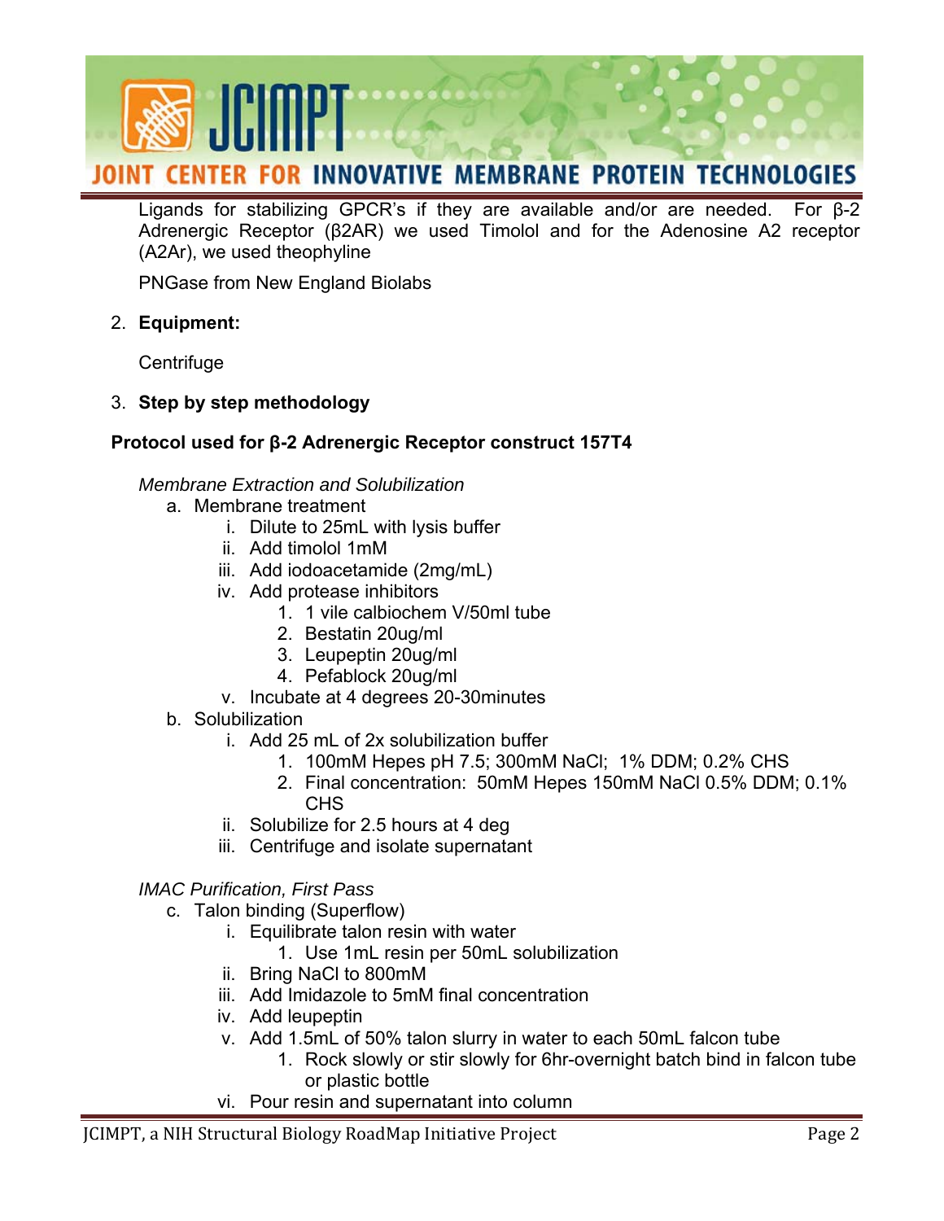Ligands for stabilizing GPCR's if they are available and/or are needed. For β-2 Adrenergic Receptor (β2AR) we used Timolol and for the Adenosine A2 receptor (A2Ar), we used theophyline

PNGase from New England Biolabs

2. **Equipment:**

   Centrifuge

3. **Step by step methodology**

**Protocol used for β-2 Adrenergic Receptor construct 157T4**

*Membrane Extraction and Solubilization*

a. Membrane treatment
   i. Dilute to 25mL with lysis buffer
   ii. Add timolol 1mM
   iii. Add iodoacetamide (2mg/mL)
   iv. Add protease inhibitors
      1. 1 vile calbiochem V/50ml tube
      2. Bestatin 20ug/ml
      3. Leupeptin 20ug/ml
      4. Pefablock 20ug/ml
   v. Incubate at 4 degrees 20-30minutes
b. Solubilization
   i. Add 25 mL of 2x solubilization buffer
      1. 100mM Hepes pH 7.5; 300mM NaCl; 1% DDM; 0.2% CHS
      2. Final concentration: 50mM Hepes 150mM NaCl 0.5% DDM; 0.1% CHS
   ii. Solubilize for 2.5 hours at 4 deg
   iii. Centrifuge and isolate supernatant

*IMAC Purification, First Pass*

c. Talon binding (Superflow)
   i. Equilibrate talon resin with water
      1. Use 1mL resin per 50mL solubilization
   ii. Bring NaCl to 800mM
   iii. Add Imidazole to 5mM final concentration
   iv. Add leupeptin
   v. Add 1.5mL of 50% talon slurry in water to each 50mL falcon tube
      1. Rock slowly or stir slowly for 6hr-overnight batch bind in falcon tube or plastic bottle
   vi. Pour resin and supernatant into column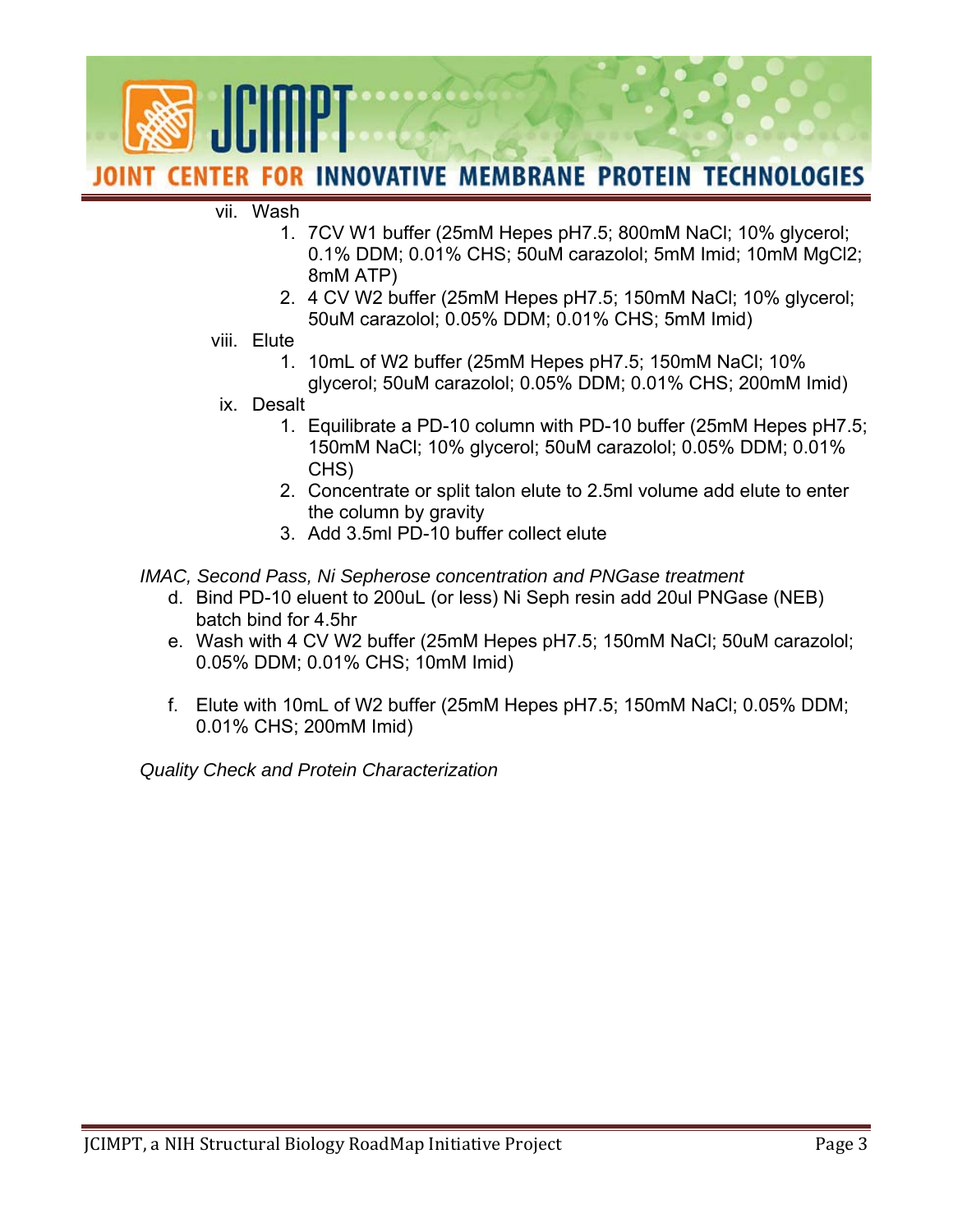vii. Wash
   1. 7CV W1 buffer (25mM Hepes pH7.5; 800mM NaCl; 10% glycerol; 0.1% DDM; 0.01% CHS; 50uM carazolol; 5mM Imid; 10mM $MgCl_2$; 8mM ATP)
   2. 4 CV W2 buffer (25mM Hepes pH7.5; 150mM NaCl; 10% glycerol; 50uM carazolol; 0.05% DDM; 0.01% CHS; 5mM Imid)

viii. Elute
   1. 10mL of W2 buffer (25mM Hepes pH7.5; 150mM NaCl; 10% glycerol; 50uM carazolol; 0.05% DDM; 0.01% CHS; 200mM Imid)

ix. Desalt
   1. Equilibrate a PD-10 column with PD-10 buffer (25mM Hepes pH7.5; 150mM NaCl; 10% glycerol; 50uM carazolol; 0.05% DDM; 0.01% CHS)
   2. Concentrate or split talon elute to 2.5ml volume add elute to enter the column by gravity
   3. Add 3.5ml PD-10 buffer collect elute

*IMAC, Second Pass, Ni Sepherose concentration and PNGase treatment*

d. Bind PD-10 eluent to 200uL (or less) Ni Seph resin add 20ul PNGase (NEB) batch bind for 4.5hr
e. Wash with 4 CV W2 buffer (25mM Hepes pH7.5; 150mM NaCl; 50uM carazolol; 0.05% DDM; 0.01% CHS; 10mM Imid)
f. Elute with 10mL of W2 buffer (25mM Hepes pH7.5; 150mM NaCl; 0.05% DDM; 0.01% CHS; 200mM Imid)

*Quality Check and Protein Characterization*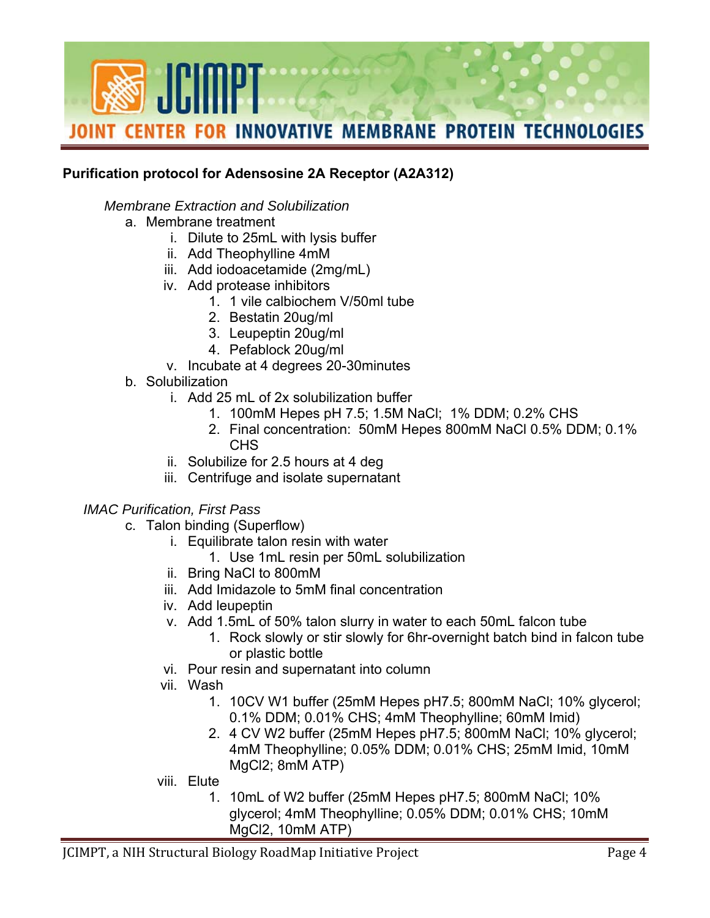**Purification protocol for Adensosine 2A Receptor (A2A312)**

*Membrane Extraction and Solubilization*

a. Membrane treatment
   i. Dilute to 25mL with lysis buffer
   ii. Add Theophylline 4mM
   iii. Add iodoacetamide (2mg/mL)
   iv. Add protease inhibitors
      1. 1 vile calbiochem V/50ml tube
      2. Bestatin 20ug/ml
      3. Leupeptin 20ug/ml
      4. Pefablock 20ug/ml
   v. Incubate at 4 degrees 20-30minutes

b. Solubilization
   i. Add 25 mL of 2x solubilization buffer
      1. 100mM Hepes pH 7.5; 1.5M NaCl; 1% DDM; 0.2% CHS
      2. Final concentration: 50mM Hepes 800mM NaCl 0.5% DDM; 0.1% CHS
   ii. Solubilize for 2.5 hours at 4 deg
   iii. Centrifuge and isolate supernatant

*IMAC Purification, First Pass*

c. Talon binding (Superflow)
   i. Equilibrate talon resin with water
      1. Use 1mL resin per 50mL solubilization
   ii. Bring NaCl to 800mM
   iii. Add Imidazole to 5mM final concentration
   iv. Add leupeptin
   v. Add 1.5mL of 50% talon slurry in water to each 50mL falcon tube
      1. Rock slowly or stir slowly for 6hr-overnight batch bind in falcon tube or plastic bottle
   vi. Pour resin and supernatant into column
   vii. Wash
      1. 10CV W1 buffer (25mM Hepes pH7.5; 800mM NaCl; 10% glycerol; 0.1% DDM; 0.01% CHS; 4mM Theophylline; 60mM Imid)
      2. 4 CV W2 buffer (25mM Hepes pH7.5; 800mM NaCl; 10% glycerol; 4mM Theophylline; 0.05% DDM; 0.01% CHS; 25mM Imid, 10mM $MgCl_2$; 8mM ATP)
   viii. Elute
      1. 10mL of W2 buffer (25mM Hepes pH7.5; 800mM NaCl; 10% glycerol; 4mM Theophylline; 0.05% DDM; 0.01% CHS; 10mM $MgCl_2$, 10mM ATP)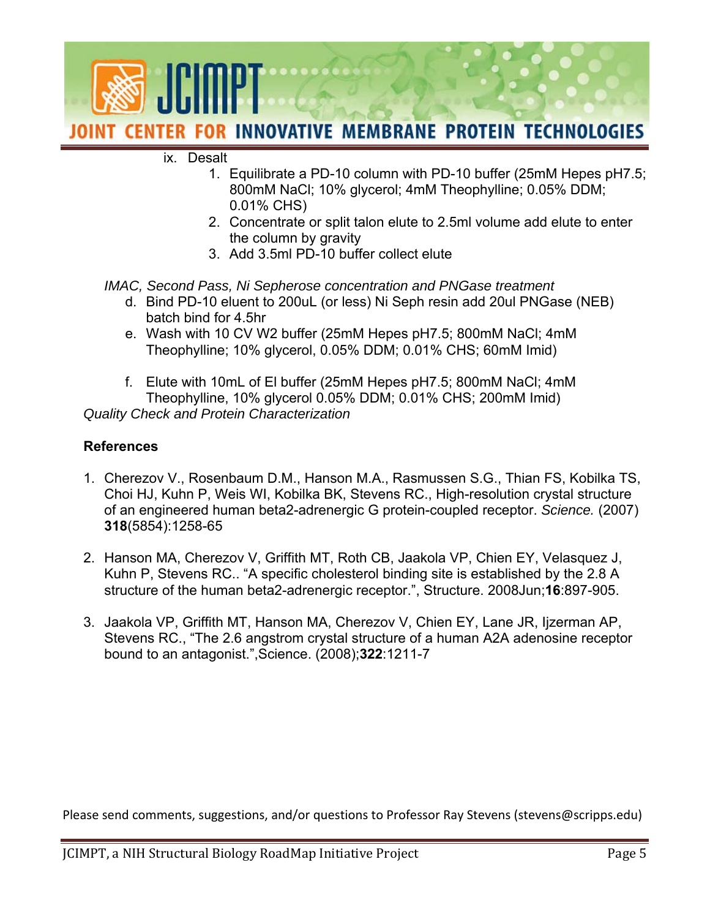ix. Desalt

1. Equilibrate a PD-10 column with PD-10 buffer (25mM Hepes pH7.5; 800mM NaCl; 10% glycerol; 4mM Theophylline; 0.05% DDM; 0.01% CHS)
2. Concentrate or split talon elute to 2.5ml volume add elute to enter the column by gravity
3. Add 3.5ml PD-10 buffer collect elute

*IMAC, Second Pass, Ni Sepherose concentration and PNGase treatment*

d. Bind PD-10 eluent to 200uL (or less) Ni Seph resin add 20ul PNGase (NEB) batch bind for 4.5hr

e. Wash with 10 CV W2 buffer (25mM Hepes pH7.5; 800mM NaCl; 4mM Theophylline; 10% glycerol, 0.05% DDM; 0.01% CHS; 60mM Imid)

f. Elute with 10mL of El buffer (25mM Hepes pH7.5; 800mM NaCl; 4mM Theophylline, 10% glycerol 0.05% DDM; 0.01% CHS; 200mM Imid)

*Quality Check and Protein Characterization*

**References**

1. Cherezov V., Rosenbaum D.M., Hanson M.A., Rasmussen S.G., Thian FS, Kobilka TS, Choi HJ, Kuhn P, Weis WI, Kobilka BK, Stevens RC., High-resolution crystal structure of an engineered human beta2-adrenergic G protein-coupled receptor. *Science.* (2007) **318**(5854):1258-65

2. Hanson MA, Cherezov V, Griffith MT, Roth CB, Jaakola VP, Chien EY, Velasquez J, Kuhn P, Stevens RC.. "A specific cholesterol binding site is established by the 2.8 A structure of the human beta2-adrenergic receptor.", Structure. 2008Jun;**16**:897-905.

3. Jaakola VP, Griffith MT, Hanson MA, Cherezov V, Chien EY, Lane JR, Ijzerman AP, Stevens RC., "The 2.6 angstrom crystal structure of a human A2A adenosine receptor bound to an antagonist.",Science. (2008);**322**:1211-7

Please send comments, suggestions, and/or questions to Professor Ray Stevens (stevens@scripps.edu)